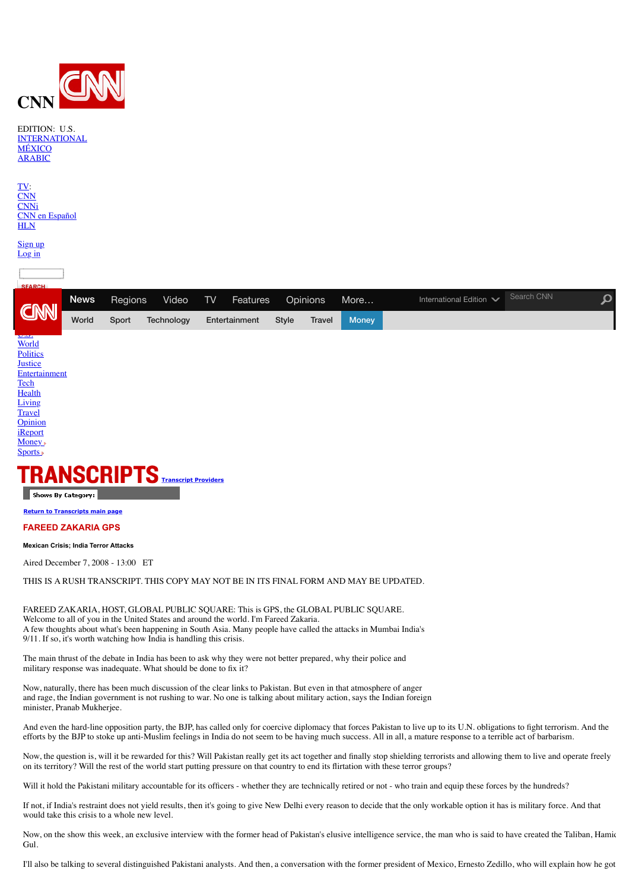CNN

EDITION: U.S.
INTERNATIONAL
MÉXICO
ARABIC

TV:
CNN
CNNi
CNN en Español
HLN

Sign up
Log in

SEARCH

News Regions Video TV Features Opinions More...
International Edition
Search CNN

World Sport Technology Entertainment Style Travel Money

U.S.
World
Politics
Justice
Entertainment
Tech
Health
Living
Travel
Opinion
iReport
Money
Sports

# TRANSCRIPTS

Transcript Providers

Shows By Category:

Return to Transcripts main page

## FAREED ZAKARIA GPS

#### Mexican Crisis; India Terror Attacks

Aired December 7, 2008 - 13:00 ET

THIS IS A RUSH TRANSCRIPT. THIS COPY MAY NOT BE IN ITS FINAL FORM AND MAY BE UPDATED.

FAREED ZAKARIA, HOST, GLOBAL PUBLIC SQUARE: This is GPS, the GLOBAL PUBLIC SQUARE. Welcome to all of you in the United States and around the world. I'm Fareed Zakaria.
A few thoughts about what's been happening in South Asia. Many people have called the attacks in Mumbai India's 9/11. If so, it's worth watching how India is handling this crisis.

The main thrust of the debate in India has been to ask why they were not better prepared, why their police and military response was inadequate. What should be done to fix it?

Now, naturally, there has been much discussion of the clear links to Pakistan. But even in that atmosphere of anger and rage, the Indian government is not rushing to war. No one is talking about military action, says the Indian foreign minister, Pranab Mukherjee.

And even the hard-line opposition party, the BJP, has called only for coercive diplomacy that forces Pakistan to live up to its U.N. obligations to fight terrorism. And the efforts by the BJP to stoke up anti-Muslim feelings in India do not seem to be having much success. All in all, a mature response to a terrible act of barbarism.

Now, the question is, will it be rewarded for this? Will Pakistan really get its act together and finally stop shielding terrorists and allowing them to live and operate freely on its territory? Will the rest of the world start putting pressure on that country to end its flirtation with these terror groups?

Will it hold the Pakistani military accountable for its officers - whether they are technically retired or not - who train and equip these forces by the hundreds?

If not, if India's restraint does not yield results, then it's going to give New Delhi every reason to decide that the only workable option it has is military force. And that would take this crisis to a whole new level.

Now, on the show this week, an exclusive interview with the former head of Pakistan's elusive intelligence service, the man who is said to have created the Taliban, Hamid Gul.

I'll also be talking to several distinguished Pakistani analysts. And then, a conversation with the former president of Mexico, Ernesto Zedillo, who will explain how he got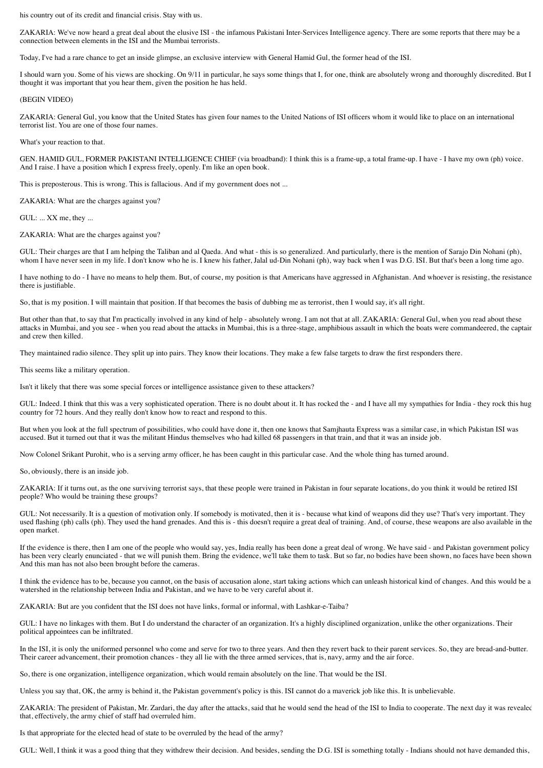his country out of its credit and financial crisis. Stay with us.

ZAKARIA: We've now heard a great deal about the elusive ISI - the infamous Pakistani Inter-Services Intelligence agency. There are some reports that there may be a connection between elements in the ISI and the Mumbai terrorists.

Today, I've had a rare chance to get an inside glimpse, an exclusive interview with General Hamid Gul, the former head of the ISI.

I should warn you. Some of his views are shocking. On 9/11 in particular, he says some things that I, for one, think are absolutely wrong and thoroughly discredited. But I thought it was important that you hear them, given the position he has held.

(BEGIN VIDEO)

ZAKARIA: General Gul, you know that the United States has given four names to the United Nations of ISI officers whom it would like to place on an international terrorist list. You are one of those four names.

What's your reaction to that.

GEN. HAMID GUL, FORMER PAKISTANI INTELLIGENCE CHIEF (via broadband): I think this is a frame-up, a total frame-up. I have - I have my own (ph) voice. And I raise. I have a position which I express freely, openly. I'm like an open book.

This is preposterous. This is wrong. This is fallacious. And if my government does not ...

ZAKARIA: What are the charges against you?

GUL: ... XX me, they ...

ZAKARIA: What are the charges against you?

GUL: Their charges are that I am helping the Taliban and al Qaeda. And what - this is so generalized. And particularly, there is the mention of Sarajo Din Nohani (ph), whom I have never seen in my life. I don't know who he is. I knew his father, Jalal ud-Din Nohani (ph), way back when I was D.G. ISI. But that's been a long time ago.

I have nothing to do - I have no means to help them. But, of course, my position is that Americans have aggressed in Afghanistan. And whoever is resisting, the resistance there is justifiable.

So, that is my position. I will maintain that position. If that becomes the basis of dubbing me as terrorist, then I would say, it's all right.

But other than that, to say that I'm practically involved in any kind of help - absolutely wrong. I am not that at all. ZAKARIA: General Gul, when you read about these attacks in Mumbai, and you see - when you read about the attacks in Mumbai, this is a three-stage, amphibious assault in which the boats were commandeered, the captain and crew then killed.

They maintained radio silence. They split up into pairs. They know their locations. They make a few false targets to draw the first responders there.

This seems like a military operation.

Isn't it likely that there was some special forces or intelligence assistance given to these attackers?

GUL: Indeed. I think that this was a very sophisticated operation. There is no doubt about it. It has rocked the - and I have all my sympathies for India - they rock this huge country for 72 hours. And they really don't know how to react and respond to this.

But when you look at the full spectrum of possibilities, who could have done it, then one knows that Samjhauta Express was a similar case, in which Pakistan ISI was accused. But it turned out that it was the militant Hindus themselves who had killed 68 passengers in that train, and that it was an inside job.

Now Colonel Srikant Purohit, who is a serving army officer, he has been caught in this particular case. And the whole thing has turned around.

So, obviously, there is an inside job.

ZAKARIA: If it turns out, as the one surviving terrorist says, that these people were trained in Pakistan in four separate locations, do you think it would be retired ISI people? Who would be training these groups?

GUL: Not necessarily. It is a question of motivation only. If somebody is motivated, then it is - because what kind of weapons did they use? That's very important. They used flashing (ph) calls (ph). They used the hand grenades. And this is - this doesn't require a great deal of training. And, of course, these weapons are also available in the open market.

If the evidence is there, then I am one of the people who would say, yes, India really has been done a great deal of wrong. We have said - and Pakistan government policy has been very clearly enunciated - that we will punish them. Bring the evidence, we'll take them to task. But so far, no bodies have been shown, no faces have been shown. And this man has not also been brought before the cameras.

I think the evidence has to be, because you cannot, on the basis of accusation alone, start taking actions which can unleash historical kind of changes. And this would be a watershed in the relationship between India and Pakistan, and we have to be very careful about it.

ZAKARIA: But are you confident that the ISI does not have links, formal or informal, with Lashkar-e-Taiba?

GUL: I have no linkages with them. But I do understand the character of an organization. It's a highly disciplined organization, unlike the other organizations. Their political appointees can be infiltrated.

In the ISI, it is only the uniformed personnel who come and serve for two to three years. And then they revert back to their parent services. So, they are bread-and-butter. Their career advancement, their promotion chances - they all lie with the three armed services, that is, navy, army and the air force.

So, there is one organization, intelligence organization, which would remain absolutely on the line. That would be the ISI.

Unless you say that, OK, the army is behind it, the Pakistan government's policy is this. ISI cannot do a maverick job like this. It is unbelievable.

ZAKARIA: The president of Pakistan, Mr. Zardari, the day after the attacks, said that he would send the head of the ISI to India to cooperate. The next day it was revealed that, effectively, the army chief of staff had overruled him.

Is that appropriate for the elected head of state to be overruled by the head of the army?

GUL: Well, I think it was a good thing that they withdrew their decision. And besides, sending the D.G. ISI is something totally - Indians should not have demanded this,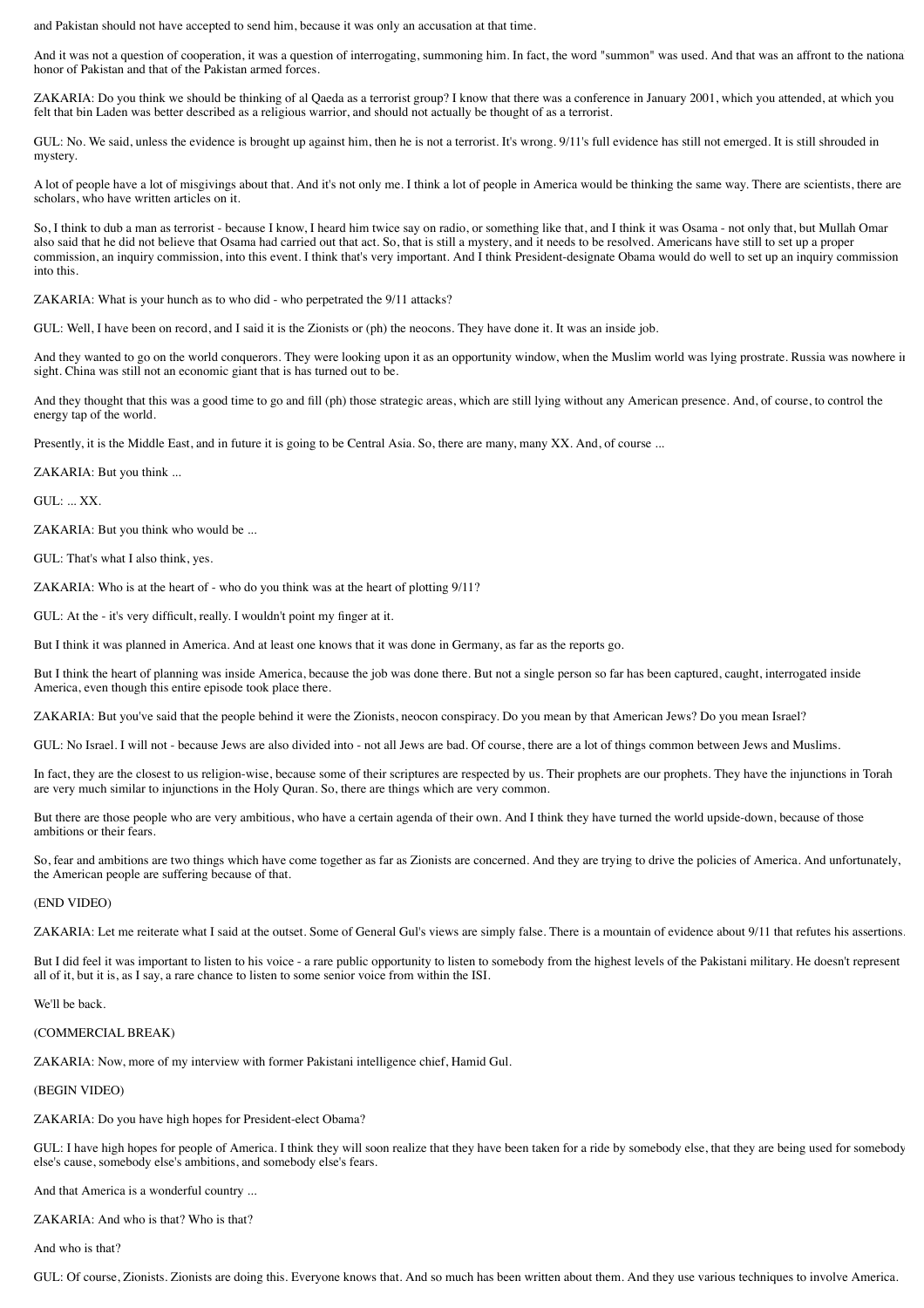and Pakistan should not have accepted to send him, because it was only an accusation at that time.

And it was not a question of cooperation, it was a question of interrogating, summoning him. In fact, the word "summon" was used. And that was an affront to the national honor of Pakistan and that of the Pakistan armed forces.

ZAKARIA: Do you think we should be thinking of al Qaeda as a terrorist group? I know that there was a conference in January 2001, which you attended, at which you felt that bin Laden was better described as a religious warrior, and should not actually be thought of as a terrorist.

GUL: No. We said, unless the evidence is brought up against him, then he is not a terrorist. It's wrong. 9/11's full evidence has still not emerged. It is still shrouded in mystery.

A lot of people have a lot of misgivings about that. And it's not only me. I think a lot of people in America would be thinking the same way. There are scientists, there are scholars, who have written articles on it.

So, I think to dub a man as terrorist - because I know, I heard him twice say on radio, or something like that, and I think it was Osama - not only that, but Mullah Omar also said that he did not believe that Osama had carried out that act. So, that is still a mystery, and it needs to be resolved. Americans have still to set up a proper commission, an inquiry commission, into this event. I think that's very important. And I think President-designate Obama would do well to set up an inquiry commission into this.

ZAKARIA: What is your hunch as to who did - who perpetrated the 9/11 attacks?

GUL: Well, I have been on record, and I said it is the Zionists or (ph) the neocons. They have done it. It was an inside job.

And they wanted to go on the world conquerors. They were looking upon it as an opportunity window, when the Muslim world was lying prostrate. Russia was nowhere in sight. China was still not an economic giant that is has turned out to be.

And they thought that this was a good time to go and fill (ph) those strategic areas, which are still lying without any American presence. And, of course, to control the energy tap of the world.

Presently, it is the Middle East, and in future it is going to be Central Asia. So, there are many, many XX. And, of course ...

ZAKARIA: But you think ...

GUL: ... XX.

ZAKARIA: But you think who would be ...

GUL: That's what I also think, yes.

ZAKARIA: Who is at the heart of - who do you think was at the heart of plotting 9/11?

GUL: At the - it's very difficult, really. I wouldn't point my finger at it.

But I think it was planned in America. And at least one knows that it was done in Germany, as far as the reports go.

But I think the heart of planning was inside America, because the job was done there. But not a single person so far has been captured, caught, interrogated inside America, even though this entire episode took place there.

ZAKARIA: But you've said that the people behind it were the Zionists, neocon conspiracy. Do you mean by that American Jews? Do you mean Israel?

GUL: No Israel. I will not - because Jews are also divided into - not all Jews are bad. Of course, there are a lot of things common between Jews and Muslims.

In fact, they are the closest to us religion-wise, because some of their scriptures are respected by us. Their prophets are our prophets. They have the injunctions in Torah are very much similar to injunctions in the Holy Quran. So, there are things which are very common.

But there are those people who are very ambitious, who have a certain agenda of their own. And I think they have turned the world upside-down, because of those ambitions or their fears.

So, fear and ambitions are two things which have come together as far as Zionists are concerned. And they are trying to drive the policies of America. And unfortunately, the American people are suffering because of that.

(END VIDEO)

ZAKARIA: Let me reiterate what I said at the outset. Some of General Gul's views are simply false. There is a mountain of evidence about 9/11 that refutes his assertions.

But I did feel it was important to listen to his voice - a rare public opportunity to listen to somebody from the highest levels of the Pakistani military. He doesn't represent all of it, but it is, as I say, a rare chance to listen to some senior voice from within the ISI.

We'll be back.

(COMMERCIAL BREAK)

ZAKARIA: Now, more of my interview with former Pakistani intelligence chief, Hamid Gul.

(BEGIN VIDEO)

ZAKARIA: Do you have high hopes for President-elect Obama?

GUL: I have high hopes for people of America. I think they will soon realize that they have been taken for a ride by somebody else, that they are being used for somebody else's cause, somebody else's ambitions, and somebody else's fears.

And that America is a wonderful country ...

ZAKARIA: And who is that? Who is that?

And who is that?

GUL: Of course, Zionists. Zionists are doing this. Everyone knows that. And so much has been written about them. And they use various techniques to involve America.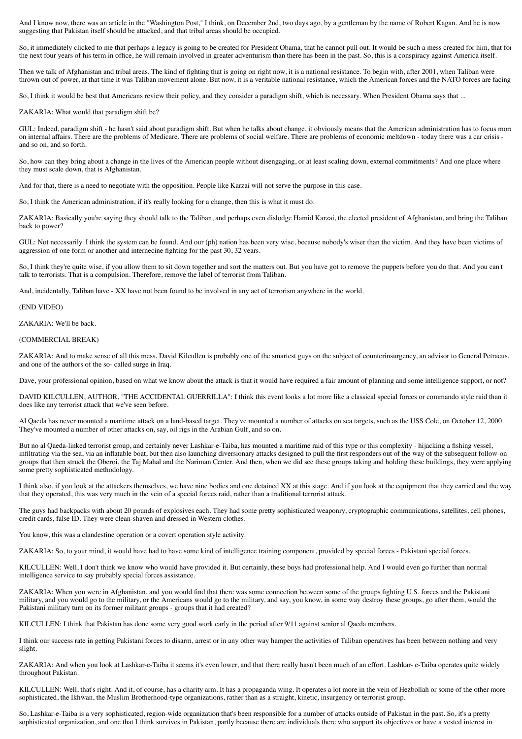And I know now, there was an article in the "Washington Post," I think, on December 2nd, two days ago, by a gentleman by the name of Robert Kagan. And he is now suggesting that Pakistan itself should be attacked, and that tribal areas should be occupied.

So, it immediately clicked to me that perhaps a legacy is going to be created for President Obama, that he cannot pull out. It would be such a mess created for him, that for the next four years of his term in office, he will remain involved in greater adventurism than there has been in the past. So, this is a conspiracy against America itself.

Then we talk of Afghanistan and tribal areas. The kind of fighting that is going on right now, it is a national resistance. To begin with, after 2001, when Taliban were thrown out of power, at that time it was Taliban movement alone. But now, it is a veritable national resistance, which the American forces and the NATO forces are facing.

So, I think it would be best that Americans review their policy, and they consider a paradigm shift, which is necessary. When President Obama says that ...

ZAKARIA: What would that paradigm shift be?

GUL: Indeed, paradigm shift - he hasn't said about paradigm shift. But when he talks about change, it obviously means that the American administration has to focus more on internal affairs. There are the problems of Medicare. There are problems of social welfare. There are problems of economic meltdown - today there was a car crisis - and so on, and so forth.

So, how can they bring about a change in the lives of the American people without disengaging, or at least scaling down, external commitments? And one place where they must scale down, that is Afghanistan.

And for that, there is a need to negotiate with the opposition. People like Karzai will not serve the purpose in this case.

So, I think the American administration, if it's really looking for a change, then this is what it must do.

ZAKARIA: Basically you're saying they should talk to the Taliban, and perhaps even dislodge Hamid Karzai, the elected president of Afghanistan, and bring the Taliban back to power?

GUL: Not necessarily. I think the system can be found. And our (ph) nation has been very wise, because nobody's wiser than the victim. And they have been victims of aggression of one form or another and internecine fighting for the past 30, 32 years.

So, I think they're quite wise, if you allow them to sit down together and sort the matters out. But you have got to remove the puppets before you do that. And you can't talk to terrorists. That is a compulsion. Therefore, remove the label of terrorist from Taliban.

And, incidentally, Taliban have - XX have not been found to be involved in any act of terrorism anywhere in the world.

(END VIDEO)

ZAKARIA: We'll be back.

(COMMERCIAL BREAK)

ZAKARIA: And to make sense of all this mess, David Kilcullen is probably one of the smartest guys on the subject of counterinsurgency, an advisor to General Petraeus, and one of the authors of the so- called surge in Iraq.

Dave, your professional opinion, based on what we know about the attack is that it would have required a fair amount of planning and some intelligence support, or not?

DAVID KILCULLEN, AUTHOR, "THE ACCIDENTAL GUERRILLA": I think this event looks a lot more like a classical special forces or commando style raid than it does like any terrorist attack that we've seen before.

Al Qaeda has never mounted a maritime attack on a land-based target. They've mounted a number of attacks on sea targets, such as the USS Cole, on October 12, 2000. They've mounted a number of other attacks on, say, oil rigs in the Arabian Gulf, and so on.

But no al Qaeda-linked terrorist group, and certainly never Lashkar-e-Taiba, has mounted a maritime raid of this type or this complexity - hijacking a fishing vessel, infiltrating via the sea, via an inflatable boat, but then also launching diversionary attacks designed to pull the first responders out of the way of the subsequent follow-on groups that then struck the Oberoi, the Taj Mahal and the Nariman Center. And then, when we did see these groups taking and holding these buildings, they were applying some pretty sophisticated methodology.

I think also, if you look at the attackers themselves, we have nine bodies and one detained XX at this stage. And if you look at the equipment that they carried and the way that they operated, this was very much in the vein of a special forces raid, rather than a traditional terrorist attack.

The guys had backpacks with about 20 pounds of explosives each. They had some pretty sophisticated weaponry, cryptographic communications, satellites, cell phones, credit cards, false ID. They were clean-shaven and dressed in Western clothes.

You know, this was a clandestine operation or a covert operation style activity.

ZAKARIA: So, to your mind, it would have had to have some kind of intelligence training component, provided by special forces - Pakistani special forces.

KILCULLEN: Well, I don't think we know who would have provided it. But certainly, these boys had professional help. And I would even go further than normal intelligence service to say probably special forces assistance.

ZAKARIA: When you were in Afghanistan, and you would find that there was some connection between some of the groups fighting U.S. forces and the Pakistani military, and you would go to the military, or the Americans would go to the military, and say, you know, in some way destroy these groups, go after them, would the Pakistani military turn on its former militant groups - groups that it had created?

KILCULLEN: I think that Pakistan has done some very good work early in the period after 9/11 against senior al Qaeda members.

I think our success rate in getting Pakistani forces to disarm, arrest or in any other way hamper the activities of Taliban operatives has been between nothing and very slight.

ZAKARIA: And when you look at Lashkar-e-Taiba it seems it's even lower, and that there really hasn't been much of an effort. Lashkar- e-Taiba operates quite widely throughout Pakistan.

KILCULLEN: Well, that's right. And it, of course, has a charity arm. It has a propaganda wing. It operates a lot more in the vein of Hezbollah or some of the other more sophisticated, the Ikhwan, the Muslim Brotherhood-type organizations, rather than as a straight, kinetic, insurgency or terrorist group.

So, Lashkar-e-Taiba is a very sophisticated, region-wide organization that's been responsible for a number of attacks outside of Pakistan in the past. So, it's a pretty sophisticated organization, and one that I think survives in Pakistan, partly because there are individuals there who support its objectives or have a vested interest in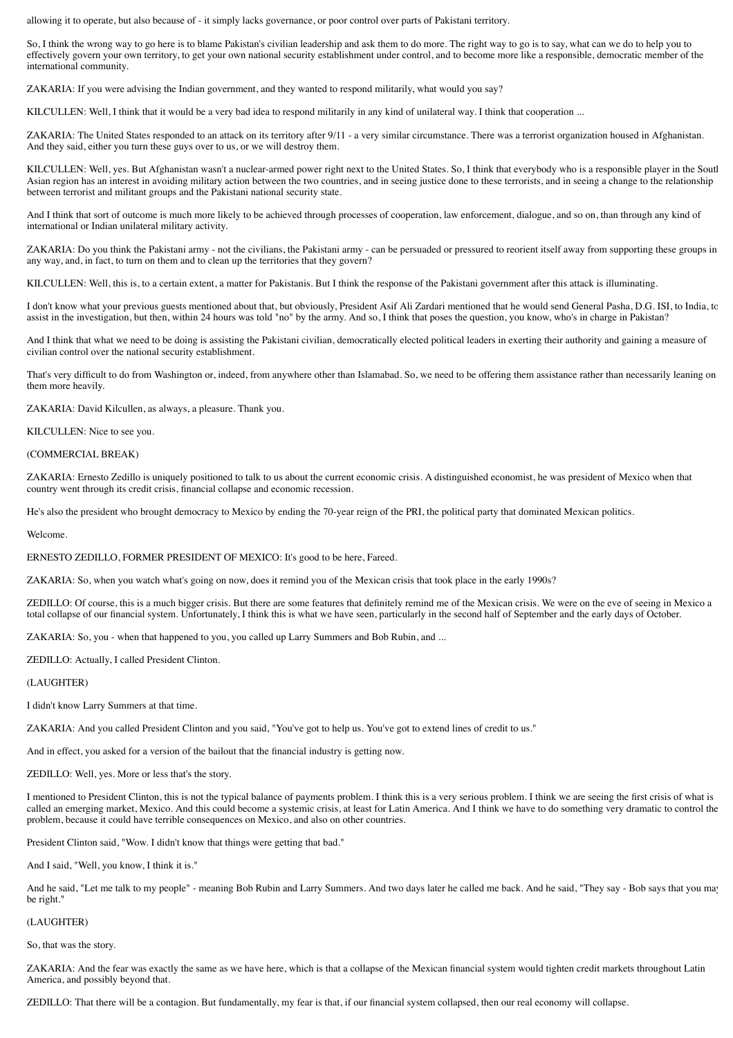allowing it to operate, but also because of - it simply lacks governance, or poor control over parts of Pakistani territory.

So, I think the wrong way to go here is to blame Pakistan's civilian leadership and ask them to do more. The right way to go is to say, what can we do to help you to effectively govern your own territory, to get your own national security establishment under control, and to become more like a responsible, democratic member of the international community.

ZAKARIA: If you were advising the Indian government, and they wanted to respond militarily, what would you say?

KILCULLEN: Well, I think that it would be a very bad idea to respond militarily in any kind of unilateral way. I think that cooperation ...

ZAKARIA: The United States responded to an attack on its territory after 9/11 - a very similar circumstance. There was a terrorist organization housed in Afghanistan. And they said, either you turn these guys over to us, or we will destroy them.

KILCULLEN: Well, yes. But Afghanistan wasn't a nuclear-armed power right next to the United States. So, I think that everybody who is a responsible player in the South Asian region has an interest in avoiding military action between the two countries, and in seeing justice done to these terrorists, and in seeing a change to the relationship between terrorist and militant groups and the Pakistani national security state.

And I think that sort of outcome is much more likely to be achieved through processes of cooperation, law enforcement, dialogue, and so on, than through any kind of international or Indian unilateral military activity.

ZAKARIA: Do you think the Pakistani army - not the civilians, the Pakistani army - can be persuaded or pressured to reorient itself away from supporting these groups in any way, and, in fact, to turn on them and to clean up the territories that they govern?

KILCULLEN: Well, this is, to a certain extent, a matter for Pakistanis. But I think the response of the Pakistani government after this attack is illuminating.

I don't know what your previous guests mentioned about that, but obviously, President Asif Ali Zardari mentioned that he would send General Pasha, D.G. ISI, to India, to assist in the investigation, but then, within 24 hours was told "no" by the army. And so, I think that poses the question, you know, who's in charge in Pakistan?

And I think that what we need to be doing is assisting the Pakistani civilian, democratically elected political leaders in exerting their authority and gaining a measure of civilian control over the national security establishment.

That's very difficult to do from Washington or, indeed, from anywhere other than Islamabad. So, we need to be offering them assistance rather than necessarily leaning on them more heavily.

ZAKARIA: David Kilcullen, as always, a pleasure. Thank you.

KILCULLEN: Nice to see you.

(COMMERCIAL BREAK)

ZAKARIA: Ernesto Zedillo is uniquely positioned to talk to us about the current economic crisis. A distinguished economist, he was president of Mexico when that country went through its credit crisis, financial collapse and economic recession.

He's also the president who brought democracy to Mexico by ending the 70-year reign of the PRI, the political party that dominated Mexican politics.

Welcome.

ERNESTO ZEDILLO, FORMER PRESIDENT OF MEXICO: It's good to be here, Fareed.

ZAKARIA: So, when you watch what's going on now, does it remind you of the Mexican crisis that took place in the early 1990s?

ZEDILLO: Of course, this is a much bigger crisis. But there are some features that definitely remind me of the Mexican crisis. We were on the eve of seeing in Mexico a total collapse of our financial system. Unfortunately, I think this is what we have seen, particularly in the second half of September and the early days of October.

ZAKARIA: So, you - when that happened to you, you called up Larry Summers and Bob Rubin, and ...

ZEDILLO: Actually, I called President Clinton.

(LAUGHTER)

I didn't know Larry Summers at that time.

ZAKARIA: And you called President Clinton and you said, "You've got to help us. You've got to extend lines of credit to us."

And in effect, you asked for a version of the bailout that the financial industry is getting now.

ZEDILLO: Well, yes. More or less that's the story.

I mentioned to President Clinton, this is not the typical balance of payments problem. I think this is a very serious problem. I think we are seeing the first crisis of what is called an emerging market, Mexico. And this could become a systemic crisis, at least for Latin America. And I think we have to do something very dramatic to control the problem, because it could have terrible consequences on Mexico, and also on other countries.

President Clinton said, "Wow. I didn't know that things were getting that bad."

And I said, "Well, you know, I think it is."

And he said, "Let me talk to my people" - meaning Bob Rubin and Larry Summers. And two days later he called me back. And he said, "They say - Bob says that you may be right."

(LAUGHTER)

So, that was the story.

ZAKARIA: And the fear was exactly the same as we have here, which is that a collapse of the Mexican financial system would tighten credit markets throughout Latin America, and possibly beyond that.

ZEDILLO: That there will be a contagion. But fundamentally, my fear is that, if our financial system collapsed, then our real economy will collapse.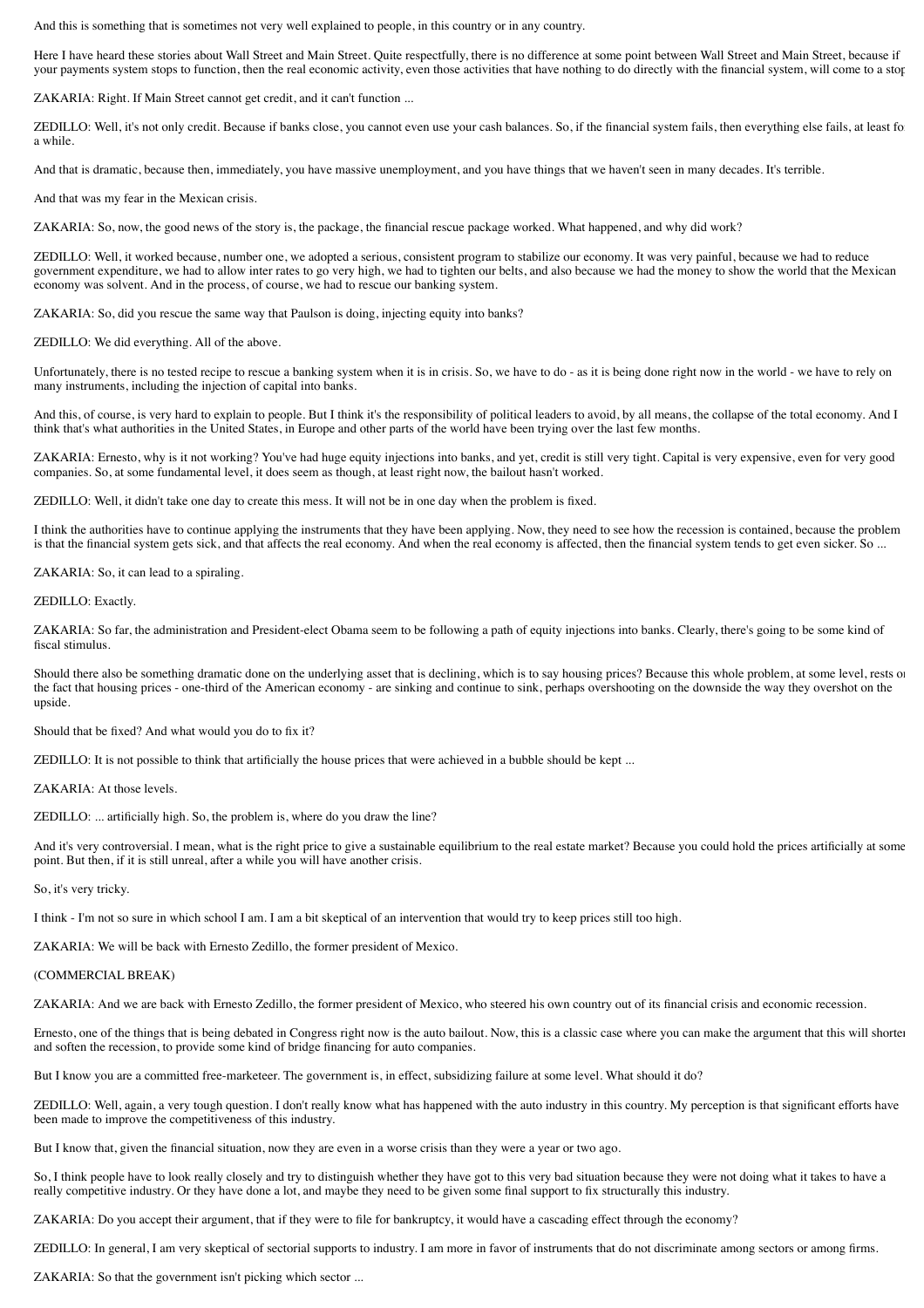And this is something that is sometimes not very well explained to people, in this country or in any country.

Here I have heard these stories about Wall Street and Main Street. Quite respectfully, there is no difference at some point between Wall Street and Main Street, because if your payments system stops to function, then the real economic activity, even those activities that have nothing to do directly with the financial system, will come to a stop.

ZAKARIA: Right. If Main Street cannot get credit, and it can't function ...

ZEDILLO: Well, it's not only credit. Because if banks close, you cannot even use your cash balances. So, if the financial system fails, then everything else fails, at least for a while.

And that is dramatic, because then, immediately, you have massive unemployment, and you have things that we haven't seen in many decades. It's terrible.

And that was my fear in the Mexican crisis.

ZAKARIA: So, now, the good news of the story is, the package, the financial rescue package worked. What happened, and why did work?

ZEDILLO: Well, it worked because, number one, we adopted a serious, consistent program to stabilize our economy. It was very painful, because we had to reduce government expenditure, we had to allow inter rates to go very high, we had to tighten our belts, and also because we had the money to show the world that the Mexican economy was solvent. And in the process, of course, we had to rescue our banking system.

ZAKARIA: So, did you rescue the same way that Paulson is doing, injecting equity into banks?

ZEDILLO: We did everything. All of the above.

Unfortunately, there is no tested recipe to rescue a banking system when it is in crisis. So, we have to do - as it is being done right now in the world - we have to rely on many instruments, including the injection of capital into banks.

And this, of course, is very hard to explain to people. But I think it's the responsibility of political leaders to avoid, by all means, the collapse of the total economy. And I think that's what authorities in the United States, in Europe and other parts of the world have been trying over the last few months.

ZAKARIA: Ernesto, why is it not working? You've had huge equity injections into banks, and yet, credit is still very tight. Capital is very expensive, even for very good companies. So, at some fundamental level, it does seem as though, at least right now, the bailout hasn't worked.

ZEDILLO: Well, it didn't take one day to create this mess. It will not be in one day when the problem is fixed.

I think the authorities have to continue applying the instruments that they have been applying. Now, they need to see how the recession is contained, because the problem is that the financial system gets sick, and that affects the real economy. And when the real economy is affected, then the financial system tends to get even sicker. So ...

ZAKARIA: So, it can lead to a spiraling.

ZEDILLO: Exactly.

ZAKARIA: So far, the administration and President-elect Obama seem to be following a path of equity injections into banks. Clearly, there's going to be some kind of fiscal stimulus.

Should there also be something dramatic done on the underlying asset that is declining, which is to say housing prices? Because this whole problem, at some level, rests on the fact that housing prices - one-third of the American economy - are sinking and continue to sink, perhaps overshooting on the downside the way they overshot on the upside.

Should that be fixed? And what would you do to fix it?

ZEDILLO: It is not possible to think that artificially the house prices that were achieved in a bubble should be kept ...

ZAKARIA: At those levels.

ZEDILLO: ... artificially high. So, the problem is, where do you draw the line?

And it's very controversial. I mean, what is the right price to give a sustainable equilibrium to the real estate market? Because you could hold the prices artificially at some point. But then, if it is still unreal, after a while you will have another crisis.

So, it's very tricky.

I think - I'm not so sure in which school I am. I am a bit skeptical of an intervention that would try to keep prices still too high.

ZAKARIA: We will be back with Ernesto Zedillo, the former president of Mexico.

(COMMERCIAL BREAK)

ZAKARIA: And we are back with Ernesto Zedillo, the former president of Mexico, who steered his own country out of its financial crisis and economic recession.

Ernesto, one of the things that is being debated in Congress right now is the auto bailout. Now, this is a classic case where you can make the argument that this will shorten and soften the recession, to provide some kind of bridge financing for auto companies.

But I know you are a committed free-marketeer. The government is, in effect, subsidizing failure at some level. What should it do?

ZEDILLO: Well, again, a very tough question. I don't really know what has happened with the auto industry in this country. My perception is that significant efforts have been made to improve the competitiveness of this industry.

But I know that, given the financial situation, now they are even in a worse crisis than they were a year or two ago.

So, I think people have to look really closely and try to distinguish whether they have got to this very bad situation because they were not doing what it takes to have a really competitive industry. Or they have done a lot, and maybe they need to be given some final support to fix structurally this industry.

ZAKARIA: Do you accept their argument, that if they were to file for bankruptcy, it would have a cascading effect through the economy?

ZEDILLO: In general, I am very skeptical of sectorial supports to industry. I am more in favor of instruments that do not discriminate among sectors or among firms.

ZAKARIA: So that the government isn't picking which sector ...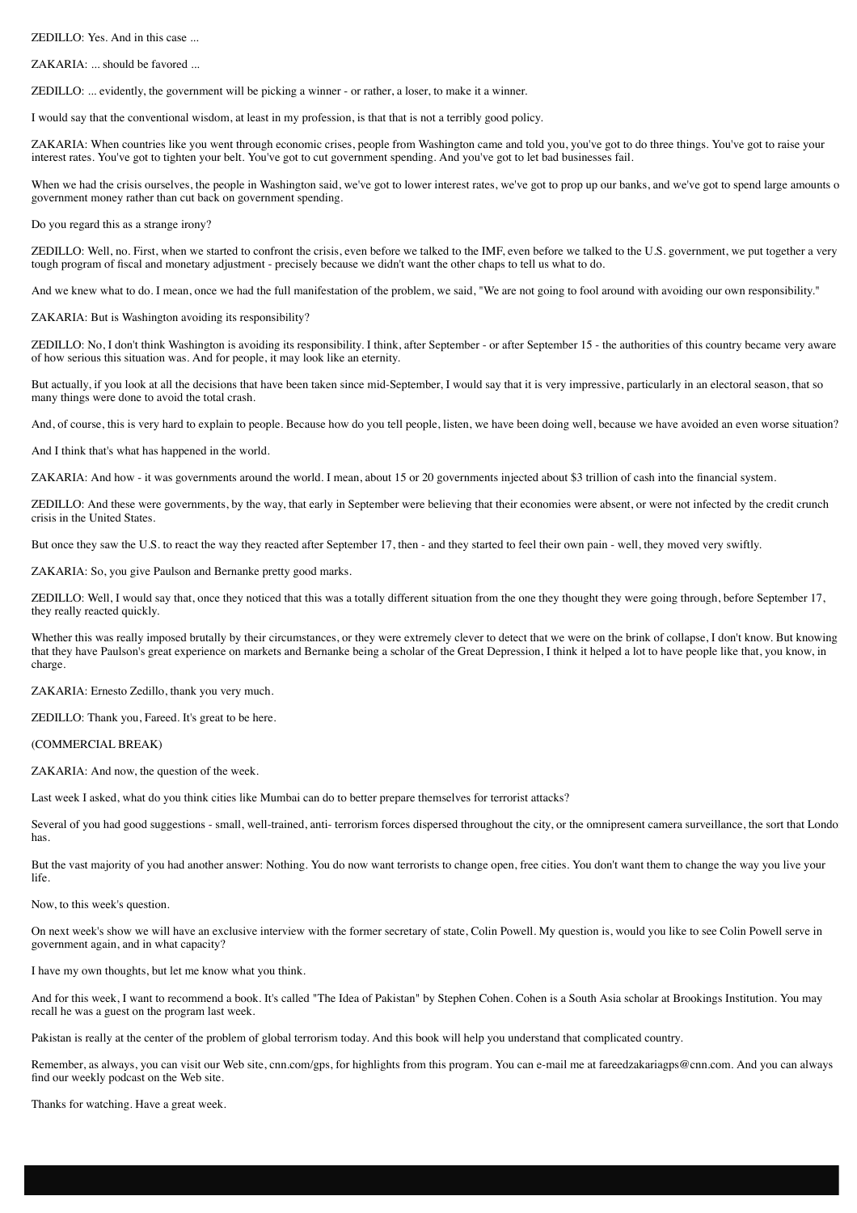ZEDILLO: Yes. And in this case ...

ZAKARIA: ... should be favored ...

ZEDILLO: ... evidently, the government will be picking a winner - or rather, a loser, to make it a winner.

I would say that the conventional wisdom, at least in my profession, is that that is not a terribly good policy.

ZAKARIA: When countries like you went through economic crises, people from Washington came and told you, you've got to do three things. You've got to raise your interest rates. You've got to tighten your belt. You've got to cut government spending. And you've got to let bad businesses fail.

When we had the crisis ourselves, the people in Washington said, we've got to lower interest rates, we've got to prop up our banks, and we've got to spend large amounts o government money rather than cut back on government spending.

Do you regard this as a strange irony?

ZEDILLO: Well, no. First, when we started to confront the crisis, even before we talked to the IMF, even before we talked to the U.S. government, we put together a very tough program of fiscal and monetary adjustment - precisely because we didn't want the other chaps to tell us what to do.

And we knew what to do. I mean, once we had the full manifestation of the problem, we said, "We are not going to fool around with avoiding our own responsibility."

ZAKARIA: But is Washington avoiding its responsibility?

ZEDILLO: No, I don't think Washington is avoiding its responsibility. I think, after September - or after September 15 - the authorities of this country became very aware of how serious this situation was. And for people, it may look like an eternity.

But actually, if you look at all the decisions that have been taken since mid-September, I would say that it is very impressive, particularly in an electoral season, that so many things were done to avoid the total crash.

And, of course, this is very hard to explain to people. Because how do you tell people, listen, we have been doing well, because we have avoided an even worse situation?

And I think that's what has happened in the world.

ZAKARIA: And how - it was governments around the world. I mean, about 15 or 20 governments injected about $3 trillion of cash into the financial system.

ZEDILLO: And these were governments, by the way, that early in September were believing that their economies were absent, or were not infected by the credit crunch crisis in the United States.

But once they saw the U.S. to react the way they reacted after September 17, then - and they started to feel their own pain - well, they moved very swiftly.

ZAKARIA: So, you give Paulson and Bernanke pretty good marks.

ZEDILLO: Well, I would say that, once they noticed that this was a totally different situation from the one they thought they were going through, before September 17, they really reacted quickly.

Whether this was really imposed brutally by their circumstances, or they were extremely clever to detect that we were on the brink of collapse, I don't know. But knowing that they have Paulson's great experience on markets and Bernanke being a scholar of the Great Depression, I think it helped a lot to have people like that, you know, in charge.

ZAKARIA: Ernesto Zedillo, thank you very much.

ZEDILLO: Thank you, Fareed. It's great to be here.

(COMMERCIAL BREAK)

ZAKARIA: And now, the question of the week.

Last week I asked, what do you think cities like Mumbai can do to better prepare themselves for terrorist attacks?

Several of you had good suggestions - small, well-trained, anti- terrorism forces dispersed throughout the city, or the omnipresent camera surveillance, the sort that Londo has.

But the vast majority of you had another answer: Nothing. You do now want terrorists to change open, free cities. You don't want them to change the way you live your life.

Now, to this week's question.

On next week's show we will have an exclusive interview with the former secretary of state, Colin Powell. My question is, would you like to see Colin Powell serve in government again, and in what capacity?

I have my own thoughts, but let me know what you think.

And for this week, I want to recommend a book. It's called "The Idea of Pakistan" by Stephen Cohen. Cohen is a South Asia scholar at Brookings Institution. You may recall he was a guest on the program last week.

Pakistan is really at the center of the problem of global terrorism today. And this book will help you understand that complicated country.

Remember, as always, you can visit our Web site, cnn.com/gps, for highlights from this program. You can e-mail me at fareedzakariagps@cnn.com. And you can always find our weekly podcast on the Web site.

Thanks for watching. Have a great week.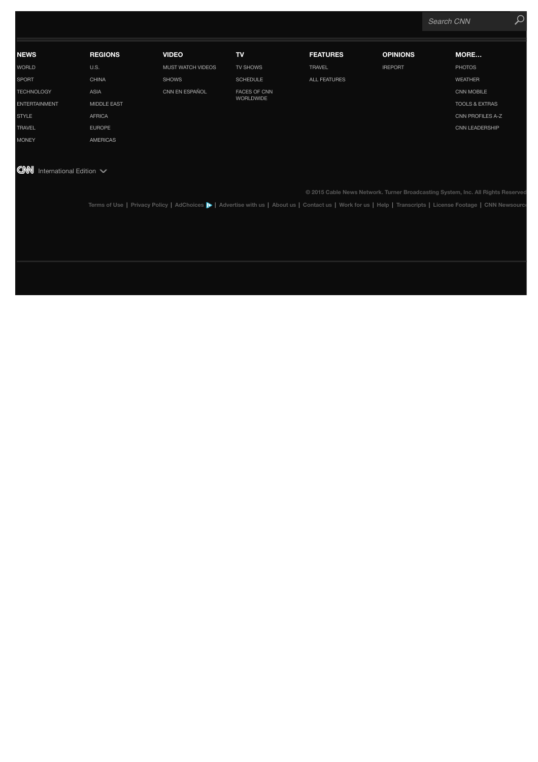Search CNN

**NEWS**
- WORLD
- SPORT
- TECHNOLOGY
- ENTERTAINMENT
- STYLE
- TRAVEL
- MONEY

**REGIONS**
- U.S.
- CHINA
- ASIA
- MIDDLE EAST
- AFRICA
- EUROPE
- AMERICAS

**VIDEO**
- MUST WATCH VIDEOS
- SHOWS
- CNN EN ESPAÑOL

**TV**
- TV SHOWS
- SCHEDULE
- FACES OF CNN WORLDWIDE

**FEATURES**
- TRAVEL
- ALL FEATURES

**OPINIONS**
- IREPORT

**MORE...**
- PHOTOS
- WEATHER
- CNN MOBILE
- TOOLS & EXTRAS
- CNN PROFILES A-Z
- CNN LEADERSHIP

CNN International Edition

© 2015 Cable News Network. Turner Broadcasting System, Inc. All Rights Reserved

Terms of Use | Privacy Policy | AdChoices | Advertise with us | About us | Contact us | Work for us | Help | Transcripts | License Footage | CNN Newsource